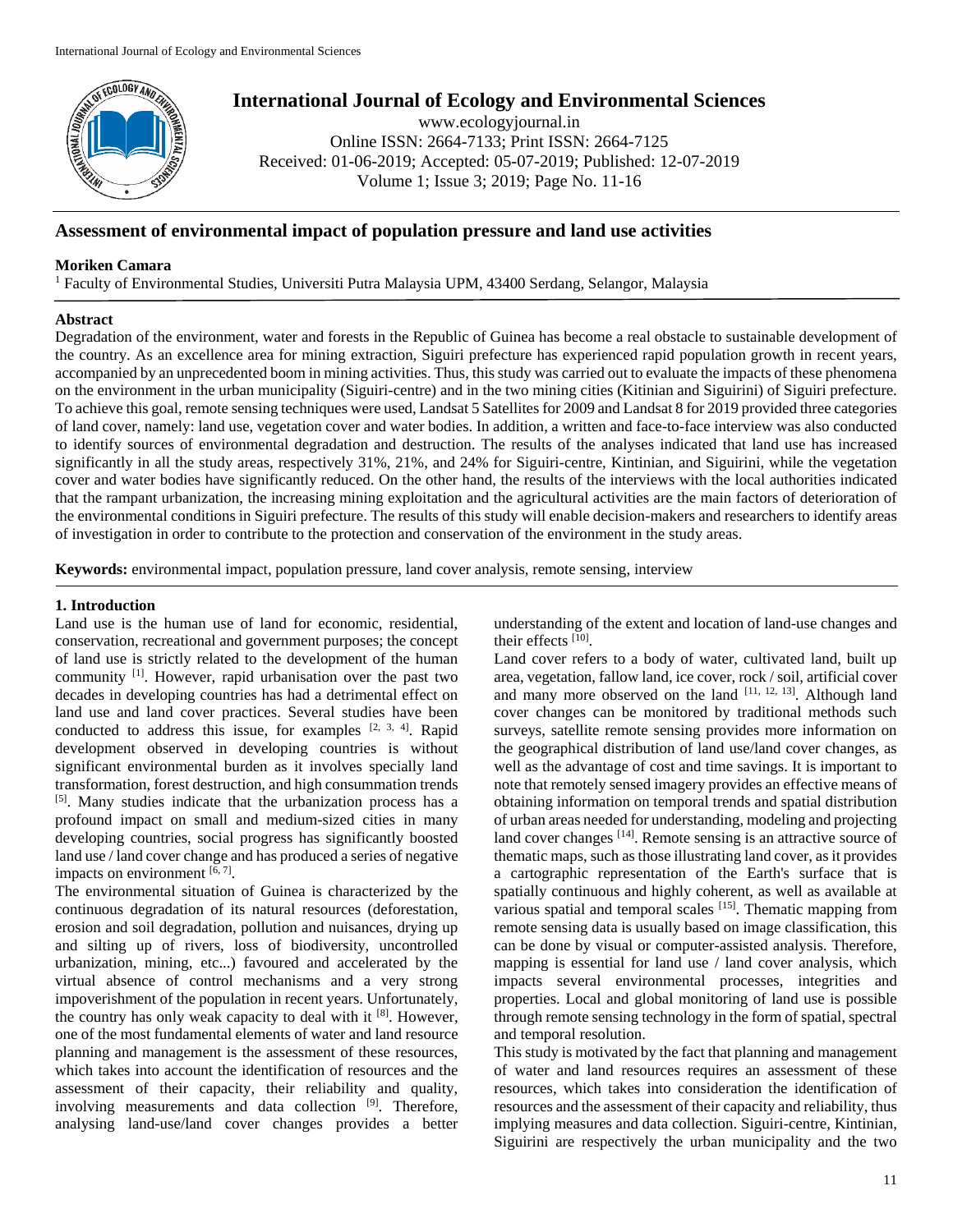# Assessment of environmental impact of population pressure and land use activities

**Moriken Camara**

[1] Faculty of Environmental Studies, Universiti Putra Malaysia UPM, 43400 Serdang, Selangor, Malaysia

## Abstract

Degradation of the environment, water and forests in the Republic of Guinea has become a real obstacle to sustainable development of the country. As an excellence area for mining extraction, Siguiri prefecture has experienced rapid population growth in recent years, accompanied by an unprecedented boom in mining activities. Thus, this study was carried out to evaluate the impacts of these phenomena on the environment in the urban municipality (Siguiri-centre) and in the two mining cities (Kitinian and Siguirini) of Siguiri prefecture. To achieve this goal, remote sensing techniques were used, Landsat 5 Satellites for 2009 and Landsat 8 for 2019 provided three categories of land cover, namely: land use, vegetation cover and water bodies. In addition, a written and face-to-face interview was also conducted to identify sources of environmental degradation and destruction. The results of the analyses indicated that land use has increased significantly in all the study areas, respectively 31%, 21%, and 24% for Siguiri-centre, Kintinian, and Siguirini, while the vegetation cover and water bodies have significantly reduced. On the other hand, the results of the interviews with the local authorities indicated that the rampant urbanization, the increasing mining exploitation and the agricultural activities are the main factors of deterioration of the environmental conditions in Siguiri prefecture. The results of this study will enable decision-makers and researchers to identify areas of investigation in order to contribute to the protection and conservation of the environment in the study areas.

**Keywords:** environmental impact, population pressure, land cover analysis, remote sensing, interview

## 1. Introduction

Land use is the human use of land for economic, residential, conservation, recreational and government purposes; the concept of land use is strictly related to the development of the human community [1]. However, rapid urbanisation over the past two decades in developing countries has had a detrimental effect on land use and land cover practices. Several studies have been conducted to address this issue, for examples [2, 3, 4]. Rapid development observed in developing countries is without significant environmental burden as it involves specially land transformation, forest destruction, and high consummation trends [5]. Many studies indicate that the urbanization process has a profound impact on small and medium-sized cities in many developing countries, social progress has significantly boosted land use / land cover change and has produced a series of negative impacts on environment [6, 7].

The environmental situation of Guinea is characterized by the continuous degradation of its natural resources (deforestation, erosion and soil degradation, pollution and nuisances, drying up and silting up of rivers, loss of biodiversity, uncontrolled urbanization, mining, etc...) favoured and accelerated by the virtual absence of control mechanisms and a very strong impoverishment of the population in recent years. Unfortunately, the country has only weak capacity to deal with it [8]. However, one of the most fundamental elements of water and land resource planning and management is the assessment of these resources, which takes into account the identification of resources and the assessment of their capacity, their reliability and quality, involving measurements and data collection [9]. Therefore, analysing land-use/land cover changes provides a better understanding of the extent and location of land-use changes and their effects [10].

Land cover refers to a body of water, cultivated land, built up area, vegetation, fallow land, ice cover, rock / soil, artificial cover and many more observed on the land [11, 12, 13]. Although land cover changes can be monitored by traditional methods such surveys, satellite remote sensing provides more information on the geographical distribution of land use/land cover changes, as well as the advantage of cost and time savings. It is important to note that remotely sensed imagery provides an effective means of obtaining information on temporal trends and spatial distribution of urban areas needed for understanding, modeling and projecting land cover changes [14]. Remote sensing is an attractive source of thematic maps, such as those illustrating land cover, as it provides a cartographic representation of the Earth's surface that is spatially continuous and highly coherent, as well as available at various spatial and temporal scales [15]. Thematic mapping from remote sensing data is usually based on image classification, this can be done by visual or computer-assisted analysis. Therefore, mapping is essential for land use / land cover analysis, which impacts several environmental processes, integrities and properties. Local and global monitoring of land use is possible through remote sensing technology in the form of spatial, spectral and temporal resolution.

This study is motivated by the fact that planning and management of water and land resources requires an assessment of these resources, which takes into consideration the identification of resources and the assessment of their capacity and reliability, thus implying measures and data collection. Siguiri-centre, Kintinian, Siguirini are respectively the urban municipality and the two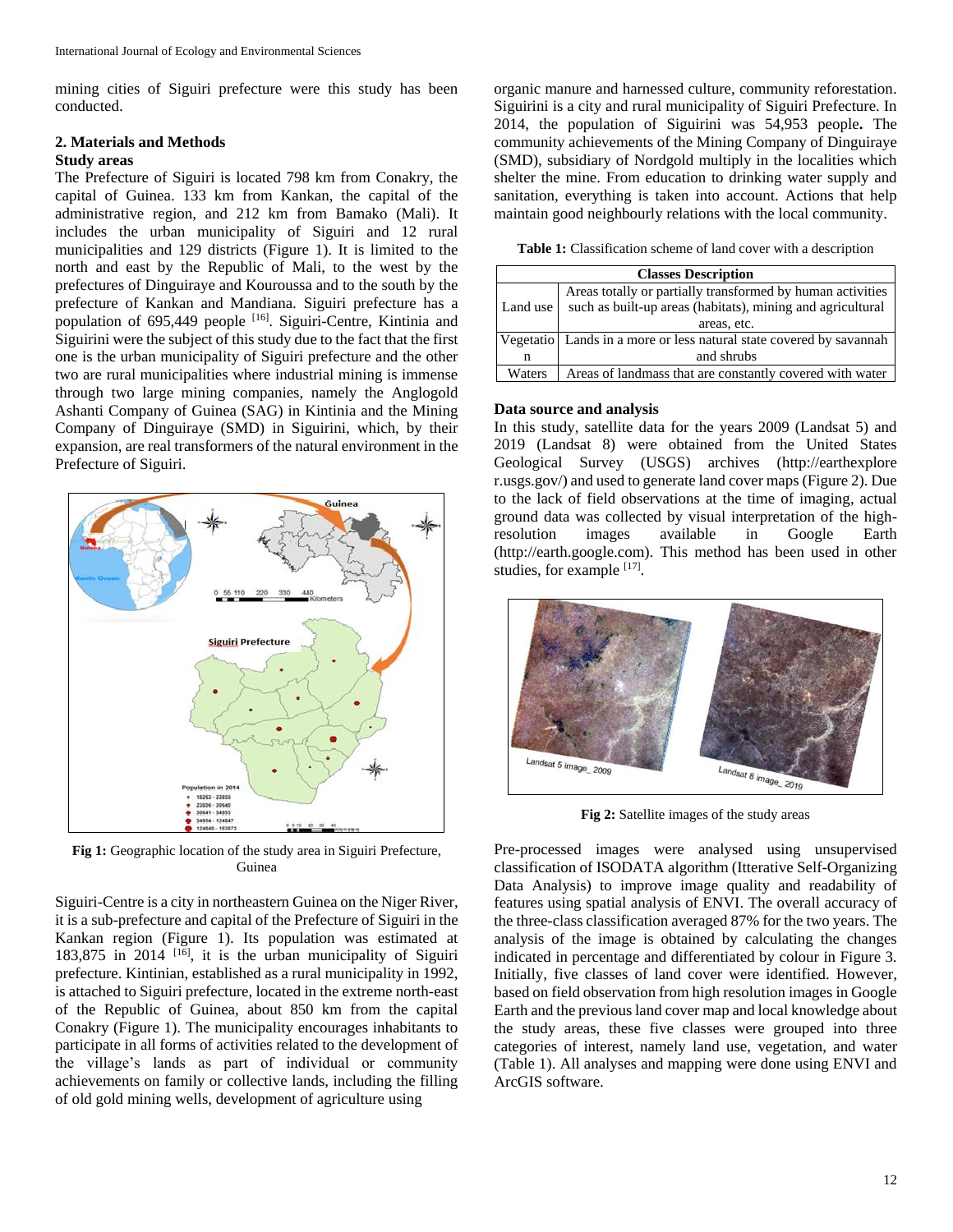mining cities of Siguiri prefecture were this study has been conducted.

## 2. Materials and Methods

### Study areas

The Prefecture of Siguiri is located 798 km from Conakry, the capital of Guinea. 133 km from Kankan, the capital of the administrative region, and 212 km from Bamako (Mali). It includes the urban municipality of Siguiri and 12 rural municipalities and 129 districts (Figure 1). It is limited to the north and east by the Republic of Mali, to the west by the prefectures of Dinguiraye and Kouroussa and to the south by the prefecture of Kankan and Mandiana. Siguiri prefecture has a population of 695,449 people [16]. Siguiri-Centre, Kintinia and Siguirini were the subject of this study due to the fact that the first one is the urban municipality of Siguiri prefecture and the other two are rural municipalities where industrial mining is immense through two large mining companies, namely the Anglogold Ashanti Company of Guinea (SAG) in Kintinia and the Mining Company of Dinguiraye (SMD) in Siguirini, which, by their expansion, are real transformers of the natural environment in the Prefecture of Siguiri.

**Fig 1:** Geographic location of the study area in Siguiri Prefecture, Guinea

Siguiri-Centre is a city in northeastern Guinea on the Niger River, it is a sub-prefecture and capital of the Prefecture of Siguiri in the Kankan region (Figure 1). Its population was estimated at 183,875 in 2014 [16], it is the urban municipality of Siguiri prefecture. Kintinian, established as a rural municipality in 1992, is attached to Siguiri prefecture, located in the extreme north-east of the Republic of Guinea, about 850 km from the capital Conakry (Figure 1). The municipality encourages inhabitants to participate in all forms of activities related to the development of the village's lands as part of individual or community achievements on family or collective lands, including the filling of old gold mining wells, development of agriculture using organic manure and harnessed culture, community reforestation. Siguirini is a city and rural municipality of Siguiri Prefecture. In 2014, the population of Siguirini was 54,953 people**.** The community achievements of the Mining Company of Dinguiraye (SMD), subsidiary of Nordgold multiply in the localities which shelter the mine. From education to drinking water supply and sanitation, everything is taken into account. Actions that help maintain good neighbourly relations with the local community.

**Table 1:** Classification scheme of land cover with a description

| Classes | Description |
|---|---|
| Land use | Areas totally or partially transformed by human activities such as built-up areas (habitats), mining and agricultural areas, etc. |
| Vegetation | Lands in a more or less natural state covered by savannah and shrubs |
| Waters | Areas of landmass that are constantly covered with water |

### Data source and analysis

In this study, satellite data for the years 2009 (Landsat 5) and 2019 (Landsat 8) were obtained from the United States Geological Survey (USGS) archives (http://earthexplorer.usgs.gov/) and used to generate land cover maps (Figure 2). Due to the lack of field observations at the time of imaging, actual ground data was collected by visual interpretation of the high-resolution images available in Google Earth (http://earth.google.com). This method has been used in other studies, for example [17].

**Fig 2:** Satellite images of the study areas

Pre-processed images were analysed using unsupervised classification of ISODATA algorithm (Itterative Self-Organizing Data Analysis) to improve image quality and readability of features using spatial analysis of ENVI. The overall accuracy of the three-class classification averaged 87% for the two years. The analysis of the image is obtained by calculating the changes indicated in percentage and differentiated by colour in Figure 3. Initially, five classes of land cover were identified. However, based on field observation from high resolution images in Google Earth and the previous land cover map and local knowledge about the study areas, these five classes were grouped into three categories of interest, namely land use, vegetation, and water (Table 1). All analyses and mapping were done using ENVI and ArcGIS software.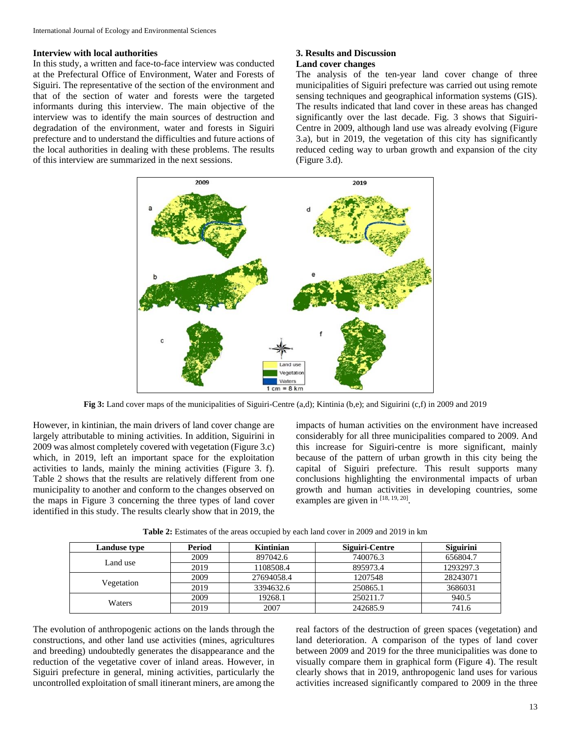**Interview with local authorities**

In this study, a written and face-to-face interview was conducted at the Prefectural Office of Environment, Water and Forests of Siguiri. The representative of the section of the environment and that of the section of water and forests were the targeted informants during this interview. The main objective of the interview was to identify the main sources of destruction and degradation of the environment, water and forests in Siguiri prefecture and to understand the difficulties and future actions of the local authorities in dealing with these problems. The results of this interview are summarized in the next sessions.

## 3. Results and Discussion

### Land cover changes

The analysis of the ten-year land cover change of three municipalities of Siguiri prefecture was carried out using remote sensing techniques and geographical information systems (GIS). The results indicated that land cover in these areas has changed significantly over the last decade. Fig. 3 shows that Siguiri-Centre in 2009, although land use was already evolving (Figure 3.a), but in 2019, the vegetation of this city has significantly reduced ceding way to urban growth and expansion of the city (Figure 3.d).

**Fig 3:** Land cover maps of the municipalities of Siguiri-Centre (a,d); Kintinia (b,e); and Siguirini (c,f) in 2009 and 2019

However, in kintinian, the main drivers of land cover change are largely attributable to mining activities. In addition, Siguirini in 2009 was almost completely covered with vegetation (Figure 3.c) which, in 2019, left an important space for the exploitation activities to lands, mainly the mining activities (Figure 3. f). Table 2 shows that the results are relatively different from one municipality to another and conform to the changes observed on the maps in Figure 3 concerning the three types of land cover identified in this study. The results clearly show that in 2019, the impacts of human activities on the environment have increased considerably for all three municipalities compared to 2009. And this increase for Siguiri-centre is more significant, mainly because of the pattern of urban growth in this city being the capital of Siguiri prefecture. This result supports many conclusions highlighting the environmental impacts of urban growth and human activities in developing countries, some examples are given in [18, 19, 20].

**Table 2:** Estimates of the areas occupied by each land cover in 2009 and 2019 in km

| Landuse type | Period | Kintinian | Siguiri-Centre | Siguirini |
|---|---|---|---|---|
| Land use | 2009 | 897042.6 | 740076.3 | 656804.7 |
| | 2019 | 1108508.4 | 895973.4 | 1293297.3 |
| Vegetation | 2009 | 27694058.4 | 1207548 | 28243071 |
| | 2019 | 3394632.6 | 250865.1 | 3686031 |
| Waters | 2009 | 19268.1 | 250211.7 | 940.5 |
| | 2019 | 2007 | 242685.9 | 741.6 |

The evolution of anthropogenic actions on the lands through the constructions, and other land use activities (mines, agricultures and breeding) undoubtedly generates the disappearance and the reduction of the vegetative cover of inland areas. However, in Siguiri prefecture in general, mining activities, particularly the uncontrolled exploitation of small itinerant miners, are among the real factors of the destruction of green spaces (vegetation) and land deterioration. A comparison of the types of land cover between 2009 and 2019 for the three municipalities was done to visually compare them in graphical form (Figure 4). The result clearly shows that in 2019, anthropogenic land uses for various activities increased significantly compared to 2009 in the three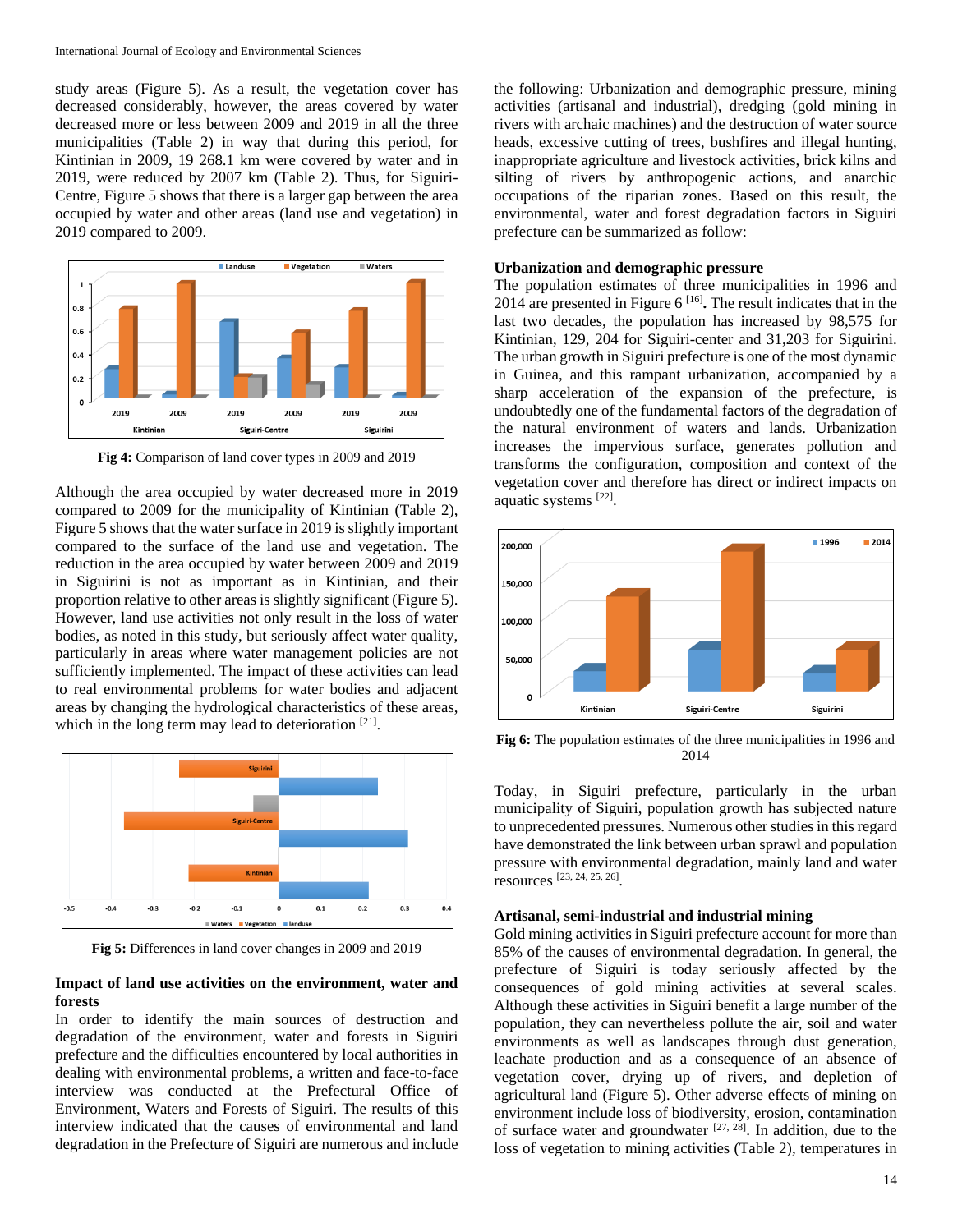study areas (Figure 5). As a result, the vegetation cover has decreased considerably, however, the areas covered by water decreased more or less between 2009 and 2019 in all the three municipalities (Table 2) in way that during this period, for Kintinian in 2009, 19 268.1 km were covered by water and in 2019, were reduced by 2007 km (Table 2). Thus, for Siguiri-Centre, Figure 5 shows that there is a larger gap between the area occupied by water and other areas (land use and vegetation) in 2019 compared to 2009.

**Fig 4:** Comparison of land cover types in 2009 and 2019

Although the area occupied by water decreased more in 2019 compared to 2009 for the municipality of Kintinian (Table 2), Figure 5 shows that the water surface in 2019 is slightly important compared to the surface of the land use and vegetation. The reduction in the area occupied by water between 2009 and 2019 in Siguirini is not as important as in Kintinian, and their proportion relative to other areas is slightly significant (Figure 5). However, land use activities not only result in the loss of water bodies, as noted in this study, but seriously affect water quality, particularly in areas where water management policies are not sufficiently implemented. The impact of these activities can lead to real environmental problems for water bodies and adjacent areas by changing the hydrological characteristics of these areas, which in the long term may lead to deterioration [21].

**Fig 5:** Differences in land cover changes in 2009 and 2019

## Impact of land use activities on the environment, water and forests

In order to identify the main sources of destruction and degradation of the environment, water and forests in Siguiri prefecture and the difficulties encountered by local authorities in dealing with environmental problems, a written and face-to-face interview was conducted at the Prefectural Office of Environment, Waters and Forests of Siguiri. The results of this interview indicated that the causes of environmental and land degradation in the Prefecture of Siguiri are numerous and include the following: Urbanization and demographic pressure, mining activities (artisanal and industrial), dredging (gold mining in rivers with archaic machines) and the destruction of water source heads, excessive cutting of trees, bushfires and illegal hunting, inappropriate agriculture and livestock activities, brick kilns and silting of rivers by anthropogenic actions, and anarchic occupations of the riparian zones. Based on this result, the environmental, water and forest degradation factors in Siguiri prefecture can be summarized as follow:

### Urbanization and demographic pressure

The population estimates of three municipalities in 1996 and 2014 are presented in Figure 6 [16]**.** The result indicates that in the last two decades, the population has increased by 98,575 for Kintinian, 129, 204 for Siguiri-center and 31,203 for Siguirini. The urban growth in Siguiri prefecture is one of the most dynamic in Guinea, and this rampant urbanization, accompanied by a sharp acceleration of the expansion of the prefecture, is undoubtedly one of the fundamental factors of the degradation of the natural environment of waters and lands. Urbanization increases the impervious surface, generates pollution and transforms the configuration, composition and context of the vegetation cover and therefore has direct or indirect impacts on aquatic systems [22].

**Fig 6:** The population estimates of the three municipalities in 1996 and 2014

Today, in Siguiri prefecture, particularly in the urban municipality of Siguiri, population growth has subjected nature to unprecedented pressures. Numerous other studies in this regard have demonstrated the link between urban sprawl and population pressure with environmental degradation, mainly land and water resources [23, 24, 25, 26].

### Artisanal, semi-industrial and industrial mining

Gold mining activities in Siguiri prefecture account for more than 85% of the causes of environmental degradation. In general, the prefecture of Siguiri is today seriously affected by the consequences of gold mining activities at several scales. Although these activities in Siguiri benefit a large number of the population, they can nevertheless pollute the air, soil and water environments as well as landscapes through dust generation, leachate production and as a consequence of an absence of vegetation cover, drying up of rivers, and depletion of agricultural land (Figure 5). Other adverse effects of mining on environment include loss of biodiversity, erosion, contamination of surface water and groundwater [27, 28]. In addition, due to the loss of vegetation to mining activities (Table 2), temperatures in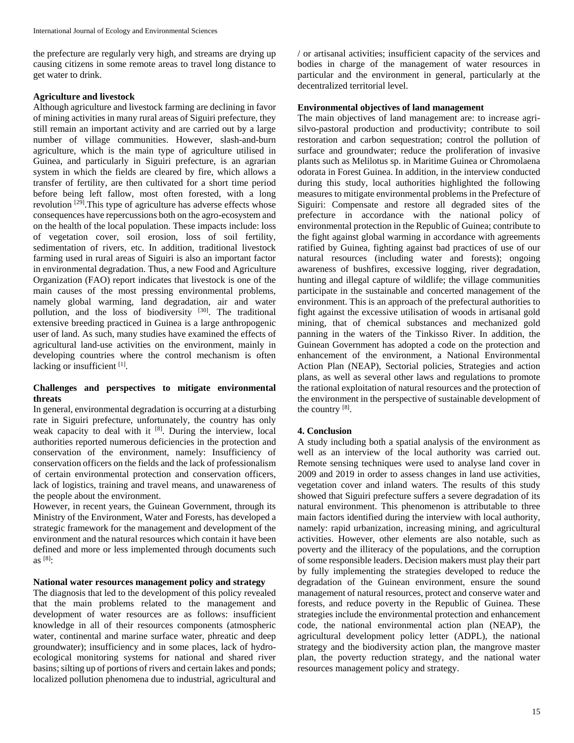the prefecture are regularly very high, and streams are drying up causing citizens in some remote areas to travel long distance to get water to drink.

**Agriculture and livestock**

Although agriculture and livestock farming are declining in favor of mining activities in many rural areas of Siguiri prefecture, they still remain an important activity and are carried out by a large number of village communities. However, slash-and-burn agriculture, which is the main type of agriculture utilised in Guinea, and particularly in Siguiri prefecture, is an agrarian system in which the fields are cleared by fire, which allows a transfer of fertility, are then cultivated for a short time period before being left fallow, most often forested, with a long revolution [29].This type of agriculture has adverse effects whose consequences have repercussions both on the agro-ecosystem and on the health of the local population. These impacts include: loss of vegetation cover, soil erosion, loss of soil fertility, sedimentation of rivers, etc. In addition, traditional livestock farming used in rural areas of Siguiri is also an important factor in environmental degradation. Thus, a new Food and Agriculture Organization (FAO) report indicates that livestock is one of the main causes of the most pressing environmental problems, namely global warming, land degradation, air and water pollution, and the loss of biodiversity [30]. The traditional extensive breeding practiced in Guinea is a large anthropogenic user of land. As such, many studies have examined the effects of agricultural land-use activities on the environment, mainly in developing countries where the control mechanism is often lacking or insufficient [1].

**Challenges and perspectives to mitigate environmental threats**

In general, environmental degradation is occurring at a disturbing rate in Siguiri prefecture, unfortunately, the country has only weak capacity to deal with it [8]. During the interview, local authorities reported numerous deficiencies in the protection and conservation of the environment, namely: Insufficiency of conservation officers on the fields and the lack of professionalism of certain environmental protection and conservation officers, lack of logistics, training and travel means, and unawareness of the people about the environment.

However, in recent years, the Guinean Government, through its Ministry of the Environment, Water and Forests, has developed a strategic framework for the management and development of the environment and the natural resources which contain it have been defined and more or less implemented through documents such as [8]:

**National water resources management policy and strategy**

The diagnosis that led to the development of this policy revealed that the main problems related to the management and development of water resources are as follows: insufficient knowledge in all of their resources components (atmospheric water, continental and marine surface water, phreatic and deep groundwater); insufficiency and in some places, lack of hydro-ecological monitoring systems for national and shared river basins; silting up of portions of rivers and certain lakes and ponds; localized pollution phenomena due to industrial, agricultural and / or artisanal activities; insufficient capacity of the services and bodies in charge of the management of water resources in particular and the environment in general, particularly at the decentralized territorial level.

**Environmental objectives of land management**

The main objectives of land management are: to increase agri-silvo-pastoral production and productivity; contribute to soil restoration and carbon sequestration; control the pollution of surface and groundwater; reduce the proliferation of invasive plants such as Melilotus sp. in Maritime Guinea or Chromolaena odorata in Forest Guinea. In addition, in the interview conducted during this study, local authorities highlighted the following measures to mitigate environmental problems in the Prefecture of Siguiri: Compensate and restore all degraded sites of the prefecture in accordance with the national policy of environmental protection in the Republic of Guinea; contribute to the fight against global warming in accordance with agreements ratified by Guinea, fighting against bad practices of use of our natural resources (including water and forests); ongoing awareness of bushfires, excessive logging, river degradation, hunting and illegal capture of wildlife; the village communities participate in the sustainable and concerted management of the environment. This is an approach of the prefectural authorities to fight against the excessive utilisation of woods in artisanal gold mining, that of chemical substances and mechanized gold panning in the waters of the Tinkisso River. In addition, the Guinean Government has adopted a code on the protection and enhancement of the environment, a National Environmental Action Plan (NEAP), Sectorial policies, Strategies and action plans, as well as several other laws and regulations to promote the rational exploitation of natural resources and the protection of the environment in the perspective of sustainable development of the country [8].

## 4. Conclusion

A study including both a spatial analysis of the environment as well as an interview of the local authority was carried out. Remote sensing techniques were used to analyse land cover in 2009 and 2019 in order to assess changes in land use activities, vegetation cover and inland waters. The results of this study showed that Siguiri prefecture suffers a severe degradation of its natural environment. This phenomenon is attributable to three main factors identified during the interview with local authority, namely: rapid urbanization, increasing mining, and agricultural activities. However, other elements are also notable, such as poverty and the illiteracy of the populations, and the corruption of some responsible leaders. Decision makers must play their part by fully implementing the strategies developed to reduce the degradation of the Guinean environment, ensure the sound management of natural resources, protect and conserve water and forests, and reduce poverty in the Republic of Guinea. These strategies include the environmental protection and enhancement code, the national environmental action plan (NEAP), the agricultural development policy letter (ADPL), the national strategy and the biodiversity action plan, the mangrove master plan, the poverty reduction strategy, and the national water resources management policy and strategy.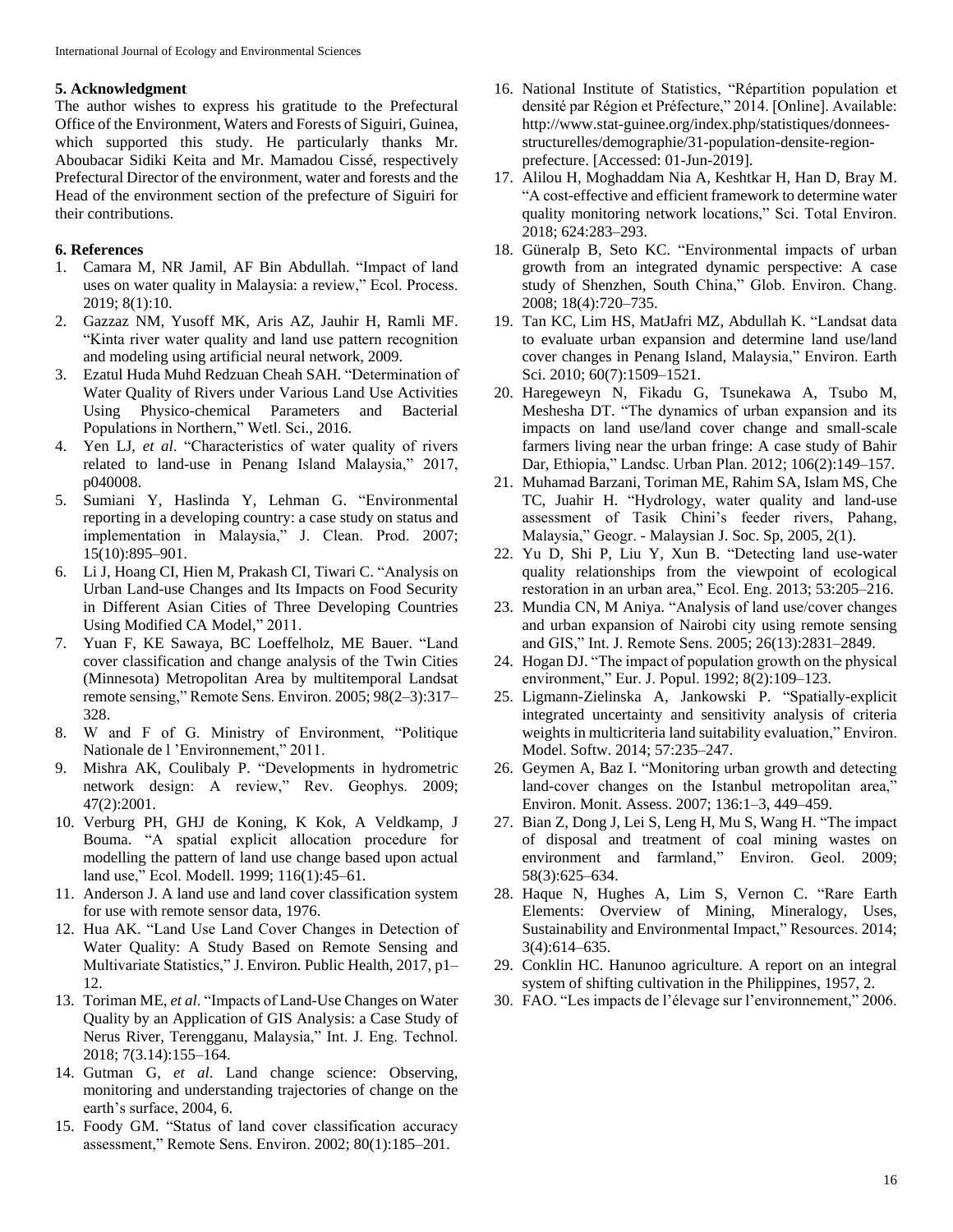## 5. Acknowledgment

The author wishes to express his gratitude to the Prefectural Office of the Environment, Waters and Forests of Siguiri, Guinea, which supported this study. He particularly thanks Mr. Aboubacar Sidiki Keita and Mr. Mamadou Cissé, respectively Prefectural Director of the environment, water and forests and the Head of the environment section of the prefecture of Siguiri for their contributions.

## 6. References

1. Camara M, NR Jamil, AF Bin Abdullah. "Impact of land uses on water quality in Malaysia: a review," Ecol. Process. 2019; 8(1):10.
2. Gazzaz NM, Yusoff MK, Aris AZ, Jauhir H, Ramli MF. "Kinta river water quality and land use pattern recognition and modeling using artificial neural network, 2009.
3. Ezatul Huda Muhd Redzuan Cheah SAH. "Determination of Water Quality of Rivers under Various Land Use Activities Using Physico-chemical Parameters and Bacterial Populations in Northern," Wetl. Sci., 2016.
4. Yen LJ, *et al*. "Characteristics of water quality of rivers related to land-use in Penang Island Malaysia," 2017, p040008.
5. Sumiani Y, Haslinda Y, Lehman G. "Environmental reporting in a developing country: a case study on status and implementation in Malaysia," J. Clean. Prod. 2007; 15(10):895–901.
6. Li J, Hoang CI, Hien M, Prakash CI, Tiwari C. "Analysis on Urban Land-use Changes and Its Impacts on Food Security in Different Asian Cities of Three Developing Countries Using Modified CA Model," 2011.
7. Yuan F, KE Sawaya, BC Loeffelholz, ME Bauer. "Land cover classification and change analysis of the Twin Cities (Minnesota) Metropolitan Area by multitemporal Landsat remote sensing," Remote Sens. Environ. 2005; 98(2–3):317–328.
8. W and F of G. Ministry of Environment, "Politique Nationale de l 'Environnement," 2011.
9. Mishra AK, Coulibaly P. "Developments in hydrometric network design: A review," Rev. Geophys. 2009; 47(2):2001.
10. Verburg PH, GHJ de Koning, K Kok, A Veldkamp, J Bouma. "A spatial explicit allocation procedure for modelling the pattern of land use change based upon actual land use," Ecol. Modell. 1999; 116(1):45–61.
11. Anderson J. A land use and land cover classification system for use with remote sensor data, 1976.
12. Hua AK. "Land Use Land Cover Changes in Detection of Water Quality: A Study Based on Remote Sensing and Multivariate Statistics," J. Environ. Public Health, 2017, p1–12.
13. Toriman ME, *et al*. "Impacts of Land-Use Changes on Water Quality by an Application of GIS Analysis: a Case Study of Nerus River, Terengganu, Malaysia," Int. J. Eng. Technol. 2018; 7(3.14):155–164.
14. Gutman G, *et al*. Land change science: Observing, monitoring and understanding trajectories of change on the earth's surface, 2004, 6.
15. Foody GM. "Status of land cover classification accuracy assessment," Remote Sens. Environ. 2002; 80(1):185–201.
16. National Institute of Statistics, "Répartition population et densité par Région et Préfecture," 2014. [Online]. Available: http://www.stat-guinee.org/index.php/statistiques/donnees-structurelles/demographie/31-population-densite-region-prefecture. [Accessed: 01-Jun-2019].
17. Alilou H, Moghaddam Nia A, Keshtkar H, Han D, Bray M. "A cost-effective and efficient framework to determine water quality monitoring network locations," Sci. Total Environ. 2018; 624:283–293.
18. Güneralp B, Seto KC. "Environmental impacts of urban growth from an integrated dynamic perspective: A case study of Shenzhen, South China," Glob. Environ. Chang. 2008; 18(4):720–735.
19. Tan KC, Lim HS, MatJafri MZ, Abdullah K. "Landsat data to evaluate urban expansion and determine land use/land cover changes in Penang Island, Malaysia," Environ. Earth Sci. 2010; 60(7):1509–1521.
20. Haregeweyn N, Fikadu G, Tsunekawa A, Tsubo M, Meshesha DT. "The dynamics of urban expansion and its impacts on land use/land cover change and small-scale farmers living near the urban fringe: A case study of Bahir Dar, Ethiopia," Landsc. Urban Plan. 2012; 106(2):149–157.
21. Muhamad Barzani, Toriman ME, Rahim SA, Islam MS, Che TC, Juahir H. "Hydrology, water quality and land-use assessment of Tasik Chini's feeder rivers, Pahang, Malaysia," Geogr. - Malaysian J. Soc. Sp, 2005, 2(1).
22. Yu D, Shi P, Liu Y, Xun B. "Detecting land use-water quality relationships from the viewpoint of ecological restoration in an urban area," Ecol. Eng. 2013; 53:205–216.
23. Mundia CN, M Aniya. "Analysis of land use/cover changes and urban expansion of Nairobi city using remote sensing and GIS," Int. J. Remote Sens. 2005; 26(13):2831–2849.
24. Hogan DJ. "The impact of population growth on the physical environment," Eur. J. Popul. 1992; 8(2):109–123.
25. Ligmann-Zielinska A, Jankowski P. "Spatially-explicit integrated uncertainty and sensitivity analysis of criteria weights in multicriteria land suitability evaluation," Environ. Model. Softw. 2014; 57:235–247.
26. Geymen A, Baz I. "Monitoring urban growth and detecting land-cover changes on the Istanbul metropolitan area," Environ. Monit. Assess. 2007; 136:1–3, 449–459.
27. Bian Z, Dong J, Lei S, Leng H, Mu S, Wang H. "The impact of disposal and treatment of coal mining wastes on environment and farmland," Environ. Geol. 2009; 58(3):625–634.
28. Haque N, Hughes A, Lim S, Vernon C. "Rare Earth Elements: Overview of Mining, Mineralogy, Uses, Sustainability and Environmental Impact," Resources. 2014; 3(4):614–635.
29. Conklin HC. Hanunoo agriculture. A report on an integral system of shifting cultivation in the Philippines, 1957, 2.
30. FAO. "Les impacts de l'élevage sur l'environnement," 2006.